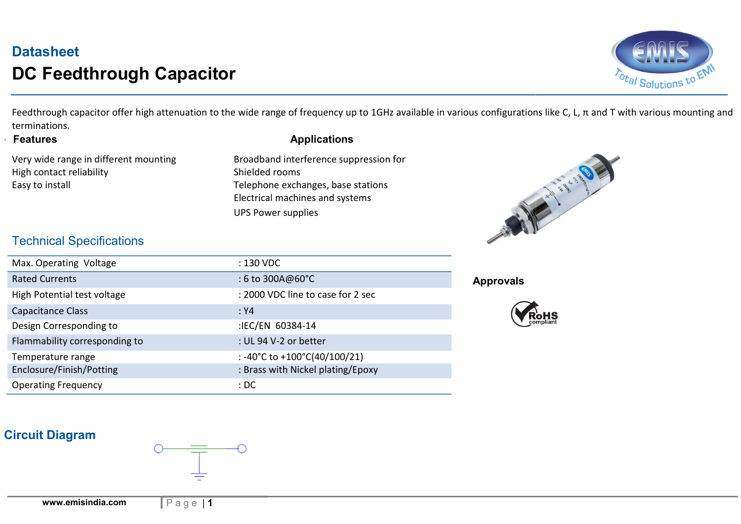# Datasheet

# DC Feedthrough Capacitor

Feedthrough capacitor offer high attenuation to the wide range of frequency up to 1GHz available in various configurations like C, L, π and T with various mounting and terminations.

## Features

Very wide range in different mounting
High contact reliability
Easy to install

## Applications

Broadband interference suppression for
Shielded rooms
Telephone exchanges, base stations
Electrical machines and systems
UPS Power supplies

## Approvals

RoHS compliant

## Technical Specifications

| | |
|---|---|
| Max. Operating Voltage | : 130 VDC |
| Rated Currents | : 6 to 300A@60°C |
| High Potential test voltage | : 2000 VDC line to case for 2 sec |
| Capacitance Class | : Y4 |
| Design Corresponding to | :IEC/EN 60384-14 |
| Flammability corresponding to | : UL 94 V-2 or better |
| Temperature range | : -40°C to +100°C(40/100/21) |
| Enclosure/Finish/Potting | : Brass with Nickel plating/Epoxy |
| Operating Frequency | : DC |

## Circuit Diagram

www.emisindia.com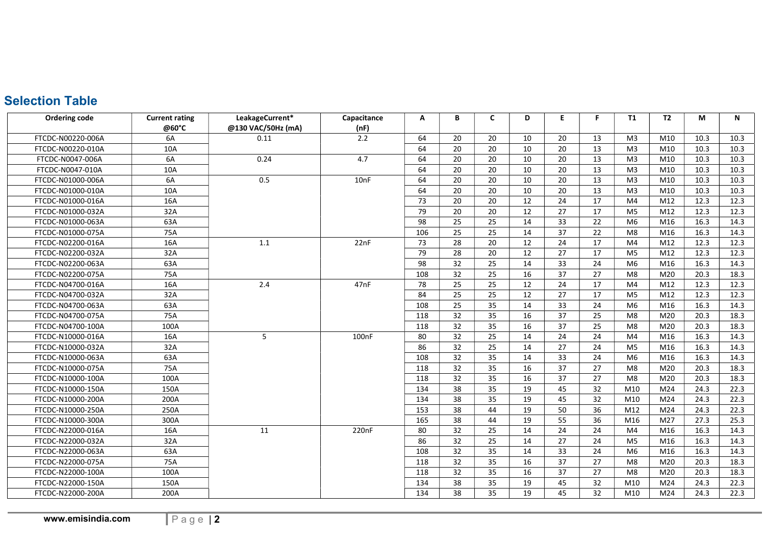## Selection Table

| Ordering code | Current rating @60°C | LeakageCurrent* @130 VAC/50Hz (mA) | Capacitance (nF) | A | B | C | D | E | F | T1 | T2 | M | N |
|---|---|---|---|---|---|---|---|---|---|---|---|---|---|
| FTCDC-N00220-006A | 6A | 0.11 | 2.2 | 64 | 20 | 20 | 10 | 20 | 13 | M3 | M10 | 10.3 | 10.3 |
| FTCDC-N00220-010A | 10A | | | 64 | 20 | 20 | 10 | 20 | 13 | M3 | M10 | 10.3 | 10.3 |
| FTCDC-N0047-006A | 6A | 0.24 | 4.7 | 64 | 20 | 20 | 10 | 20 | 13 | M3 | M10 | 10.3 | 10.3 |
| FTCDC-N0047-010A | 10A | | | 64 | 20 | 20 | 10 | 20 | 13 | M3 | M10 | 10.3 | 10.3 |
| FTCDC-N01000-006A | 6A | 0.5 | 10nF | 64 | 20 | 20 | 10 | 20 | 13 | M3 | M10 | 10.3 | 10.3 |
| FTCDC-N01000-010A | 10A | | | 64 | 20 | 20 | 10 | 20 | 13 | M3 | M10 | 10.3 | 10.3 |
| FTCDC-N01000-016A | 16A | | | 73 | 20 | 20 | 12 | 24 | 17 | M4 | M12 | 12.3 | 12.3 |
| FTCDC-N01000-032A | 32A | | | 79 | 20 | 20 | 12 | 27 | 17 | M5 | M12 | 12.3 | 12.3 |
| FTCDC-N01000-063A | 63A | | | 98 | 25 | 25 | 14 | 33 | 22 | M6 | M16 | 16.3 | 14.3 |
| FTCDC-N01000-075A | 75A | | | 106 | 25 | 25 | 14 | 37 | 22 | M8 | M16 | 16.3 | 14.3 |
| FTCDC-N02200-016A | 16A | 1.1 | 22nF | 73 | 28 | 20 | 12 | 24 | 17 | M4 | M12 | 12.3 | 12.3 |
| FTCDC-N02200-032A | 32A | | | 79 | 28 | 20 | 12 | 27 | 17 | M5 | M12 | 12.3 | 12.3 |
| FTCDC-N02200-063A | 63A | | | 98 | 32 | 25 | 14 | 33 | 24 | M6 | M16 | 16.3 | 14.3 |
| FTCDC-N02200-075A | 75A | | | 108 | 32 | 25 | 16 | 37 | 27 | M8 | M20 | 20.3 | 18.3 |
| FTCDC-N04700-016A | 16A | 2.4 | 47nF | 78 | 25 | 25 | 12 | 24 | 17 | M4 | M12 | 12.3 | 12.3 |
| FTCDC-N04700-032A | 32A | | | 84 | 25 | 25 | 12 | 27 | 17 | M5 | M12 | 12.3 | 12.3 |
| FTCDC-N04700-063A | 63A | | | 108 | 25 | 35 | 14 | 33 | 24 | M6 | M16 | 16.3 | 14.3 |
| FTCDC-N04700-075A | 75A | | | 118 | 32 | 35 | 16 | 37 | 25 | M8 | M20 | 20.3 | 18.3 |
| FTCDC-N04700-100A | 100A | | | 118 | 32 | 35 | 16 | 37 | 25 | M8 | M20 | 20.3 | 18.3 |
| FTCDC-N10000-016A | 16A | 5 | 100nF | 80 | 32 | 25 | 14 | 24 | 24 | M4 | M16 | 16.3 | 14.3 |
| FTCDC-N10000-032A | 32A | | | 86 | 32 | 25 | 14 | 27 | 24 | M5 | M16 | 16.3 | 14.3 |
| FTCDC-N10000-063A | 63A | | | 108 | 32 | 35 | 14 | 33 | 24 | M6 | M16 | 16.3 | 14.3 |
| FTCDC-N10000-075A | 75A | | | 118 | 32 | 35 | 16 | 37 | 27 | M8 | M20 | 20.3 | 18.3 |
| FTCDC-N10000-100A | 100A | | | 118 | 32 | 35 | 16 | 37 | 27 | M8 | M20 | 20.3 | 18.3 |
| FTCDC-N10000-150A | 150A | | | 134 | 38 | 35 | 19 | 45 | 32 | M10 | M24 | 24.3 | 22.3 |
| FTCDC-N10000-200A | 200A | | | 134 | 38 | 35 | 19 | 45 | 32 | M10 | M24 | 24.3 | 22.3 |
| FTCDC-N10000-250A | 250A | | | 153 | 38 | 44 | 19 | 50 | 36 | M12 | M24 | 24.3 | 22.3 |
| FTCDC-N10000-300A | 300A | | | 165 | 38 | 44 | 19 | 55 | 36 | M16 | M27 | 27.3 | 25.3 |
| FTCDC-N22000-016A | 16A | 11 | 220nF | 80 | 32 | 25 | 14 | 24 | 24 | M4 | M16 | 16.3 | 14.3 |
| FTCDC-N22000-032A | 32A | | | 86 | 32 | 25 | 14 | 27 | 24 | M5 | M16 | 16.3 | 14.3 |
| FTCDC-N22000-063A | 63A | | | 108 | 32 | 35 | 14 | 33 | 24 | M6 | M16 | 16.3 | 14.3 |
| FTCDC-N22000-075A | 75A | | | 118 | 32 | 35 | 16 | 37 | 27 | M8 | M20 | 20.3 | 18.3 |
| FTCDC-N22000-100A | 100A | | | 118 | 32 | 35 | 16 | 37 | 27 | M8 | M20 | 20.3 | 18.3 |
| FTCDC-N22000-150A | 150A | | | 134 | 38 | 35 | 19 | 45 | 32 | M10 | M24 | 24.3 | 22.3 |
| FTCDC-N22000-200A | 200A | | | 134 | 38 | 35 | 19 | 45 | 32 | M10 | M24 | 24.3 | 22.3 |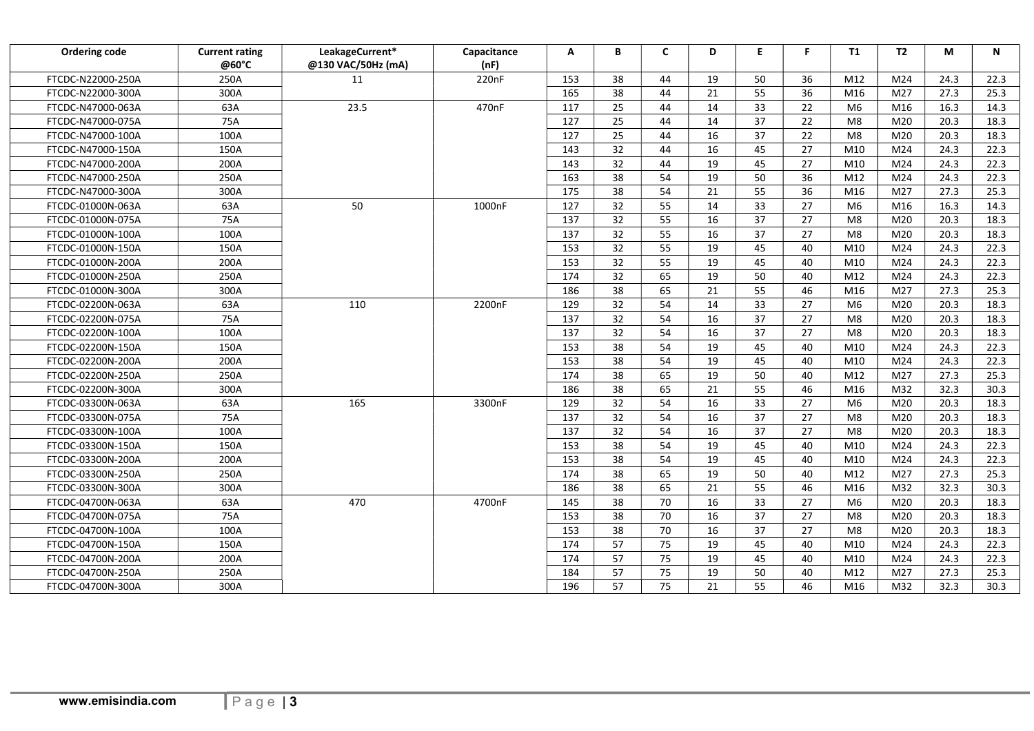| Ordering code | Current rating @60°C | LeakageCurrent* @130 VAC/50Hz (mA) | Capacitance (nF) | A | B | C | D | E | F | T1 | T2 | M | N |
|---|---|---|---|---|---|---|---|---|---|---|---|---|---|
| FTCDC-N22000-250A | 250A | 11 | 220nF | 153 | 38 | 44 | 19 | 50 | 36 | M12 | M24 | 24.3 | 22.3 |
| FTCDC-N22000-300A | 300A | | | 165 | 38 | 44 | 21 | 55 | 36 | M16 | M27 | 27.3 | 25.3 |
| FTCDC-N47000-063A | 63A | 23.5 | 470nF | 117 | 25 | 44 | 14 | 33 | 22 | M6 | M16 | 16.3 | 14.3 |
| FTCDC-N47000-075A | 75A | | | 127 | 25 | 44 | 14 | 37 | 22 | M8 | M20 | 20.3 | 18.3 |
| FTCDC-N47000-100A | 100A | | | 127 | 25 | 44 | 16 | 37 | 22 | M8 | M20 | 20.3 | 18.3 |
| FTCDC-N47000-150A | 150A | | | 143 | 32 | 44 | 16 | 45 | 27 | M10 | M24 | 24.3 | 22.3 |
| FTCDC-N47000-200A | 200A | | | 143 | 32 | 44 | 19 | 45 | 27 | M10 | M24 | 24.3 | 22.3 |
| FTCDC-N47000-250A | 250A | | | 163 | 38 | 54 | 19 | 50 | 36 | M12 | M24 | 24.3 | 22.3 |
| FTCDC-N47000-300A | 300A | | | 175 | 38 | 54 | 21 | 55 | 36 | M16 | M27 | 27.3 | 25.3 |
| FTCDC-01000N-063A | 63A | 50 | 1000nF | 127 | 32 | 55 | 14 | 33 | 27 | M6 | M16 | 16.3 | 14.3 |
| FTCDC-01000N-075A | 75A | | | 137 | 32 | 55 | 16 | 37 | 27 | M8 | M20 | 20.3 | 18.3 |
| FTCDC-01000N-100A | 100A | | | 137 | 32 | 55 | 16 | 37 | 27 | M8 | M20 | 20.3 | 18.3 |
| FTCDC-01000N-150A | 150A | | | 153 | 32 | 55 | 19 | 45 | 40 | M10 | M24 | 24.3 | 22.3 |
| FTCDC-01000N-200A | 200A | | | 153 | 32 | 55 | 19 | 45 | 40 | M10 | M24 | 24.3 | 22.3 |
| FTCDC-01000N-250A | 250A | | | 174 | 32 | 65 | 19 | 50 | 40 | M12 | M24 | 24.3 | 22.3 |
| FTCDC-01000N-300A | 300A | | | 186 | 38 | 65 | 21 | 55 | 46 | M16 | M27 | 27.3 | 25.3 |
| FTCDC-02200N-063A | 63A | 110 | 2200nF | 129 | 32 | 54 | 14 | 33 | 27 | M6 | M20 | 20.3 | 18.3 |
| FTCDC-02200N-075A | 75A | | | 137 | 32 | 54 | 16 | 37 | 27 | M8 | M20 | 20.3 | 18.3 |
| FTCDC-02200N-100A | 100A | | | 137 | 32 | 54 | 16 | 37 | 27 | M8 | M20 | 20.3 | 18.3 |
| FTCDC-02200N-150A | 150A | | | 153 | 38 | 54 | 19 | 45 | 40 | M10 | M24 | 24.3 | 22.3 |
| FTCDC-02200N-200A | 200A | | | 153 | 38 | 54 | 19 | 45 | 40 | M10 | M24 | 24.3 | 22.3 |
| FTCDC-02200N-250A | 250A | | | 174 | 38 | 65 | 19 | 50 | 40 | M12 | M27 | 27.3 | 25.3 |
| FTCDC-02200N-300A | 300A | | | 186 | 38 | 65 | 21 | 55 | 46 | M16 | M32 | 32.3 | 30.3 |
| FTCDC-03300N-063A | 63A | 165 | 3300nF | 129 | 32 | 54 | 16 | 33 | 27 | M6 | M20 | 20.3 | 18.3 |
| FTCDC-03300N-075A | 75A | | | 137 | 32 | 54 | 16 | 37 | 27 | M8 | M20 | 20.3 | 18.3 |
| FTCDC-03300N-100A | 100A | | | 137 | 32 | 54 | 16 | 37 | 27 | M8 | M20 | 20.3 | 18.3 |
| FTCDC-03300N-150A | 150A | | | 153 | 38 | 54 | 19 | 45 | 40 | M10 | M24 | 24.3 | 22.3 |
| FTCDC-03300N-200A | 200A | | | 153 | 38 | 54 | 19 | 45 | 40 | M10 | M24 | 24.3 | 22.3 |
| FTCDC-03300N-250A | 250A | | | 174 | 38 | 65 | 19 | 50 | 40 | M12 | M27 | 27.3 | 25.3 |
| FTCDC-03300N-300A | 300A | | | 186 | 38 | 65 | 21 | 55 | 46 | M16 | M32 | 32.3 | 30.3 |
| FTCDC-04700N-063A | 63A | 470 | 4700nF | 145 | 38 | 70 | 16 | 33 | 27 | M6 | M20 | 20.3 | 18.3 |
| FTCDC-04700N-075A | 75A | | | 153 | 38 | 70 | 16 | 37 | 27 | M8 | M20 | 20.3 | 18.3 |
| FTCDC-04700N-100A | 100A | | | 153 | 38 | 70 | 16 | 37 | 27 | M8 | M20 | 20.3 | 18.3 |
| FTCDC-04700N-150A | 150A | | | 174 | 57 | 75 | 19 | 45 | 40 | M10 | M24 | 24.3 | 22.3 |
| FTCDC-04700N-200A | 200A | | | 174 | 57 | 75 | 19 | 45 | 40 | M10 | M24 | 24.3 | 22.3 |
| FTCDC-04700N-250A | 250A | | | 184 | 57 | 75 | 19 | 50 | 40 | M12 | M27 | 27.3 | 25.3 |
| FTCDC-04700N-300A | 300A | | | 196 | 57 | 75 | 21 | 55 | 46 | M16 | M32 | 32.3 | 30.3 |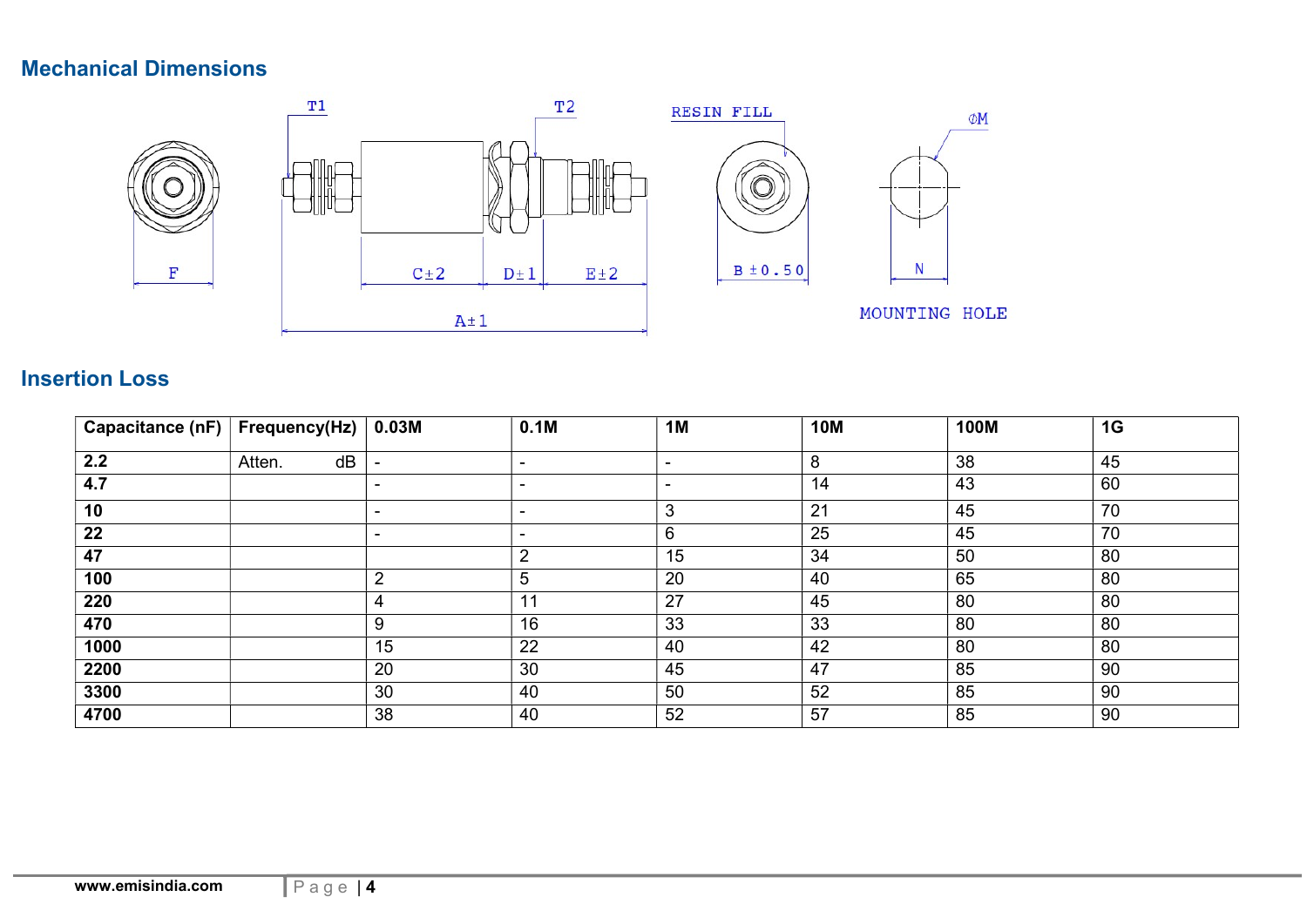## Mechanical Dimensions

T1

T2

RESIN FILL

ΦM

F

C±2

D±1

E±2

A±1

B ±0.50

N

MOUNTING HOLE

## Insertion Loss

| Capacitance (nF) | Frequency(Hz) | 0.03M | 0.1M | 1M | 10M | 100M | 1G |
|---|---|---|---|---|---|---|---|
| **2.2** | Atten. dB | - | - | - | 8 | 38 | 45 |
| **4.7** | | - | - | - | 14 | 43 | 60 |
| **10** | | - | - | 3 | 21 | 45 | 70 |
| **22** | | - | - | 6 | 25 | 45 | 70 |
| **47** | | | 2 | 15 | 34 | 50 | 80 |
| **100** | | 2 | 5 | 20 | 40 | 65 | 80 |
| **220** | | 4 | 11 | 27 | 45 | 80 | 80 |
| **470** | | 9 | 16 | 33 | 33 | 80 | 80 |
| **1000** | | 15 | 22 | 40 | 42 | 80 | 80 |
| **2200** | | 20 | 30 | 45 | 47 | 85 | 90 |
| **3300** | | 30 | 40 | 50 | 52 | 85 | 90 |
| **4700** | | 38 | 40 | 52 | 57 | 85 | 90 |

**www.emisindia.com**